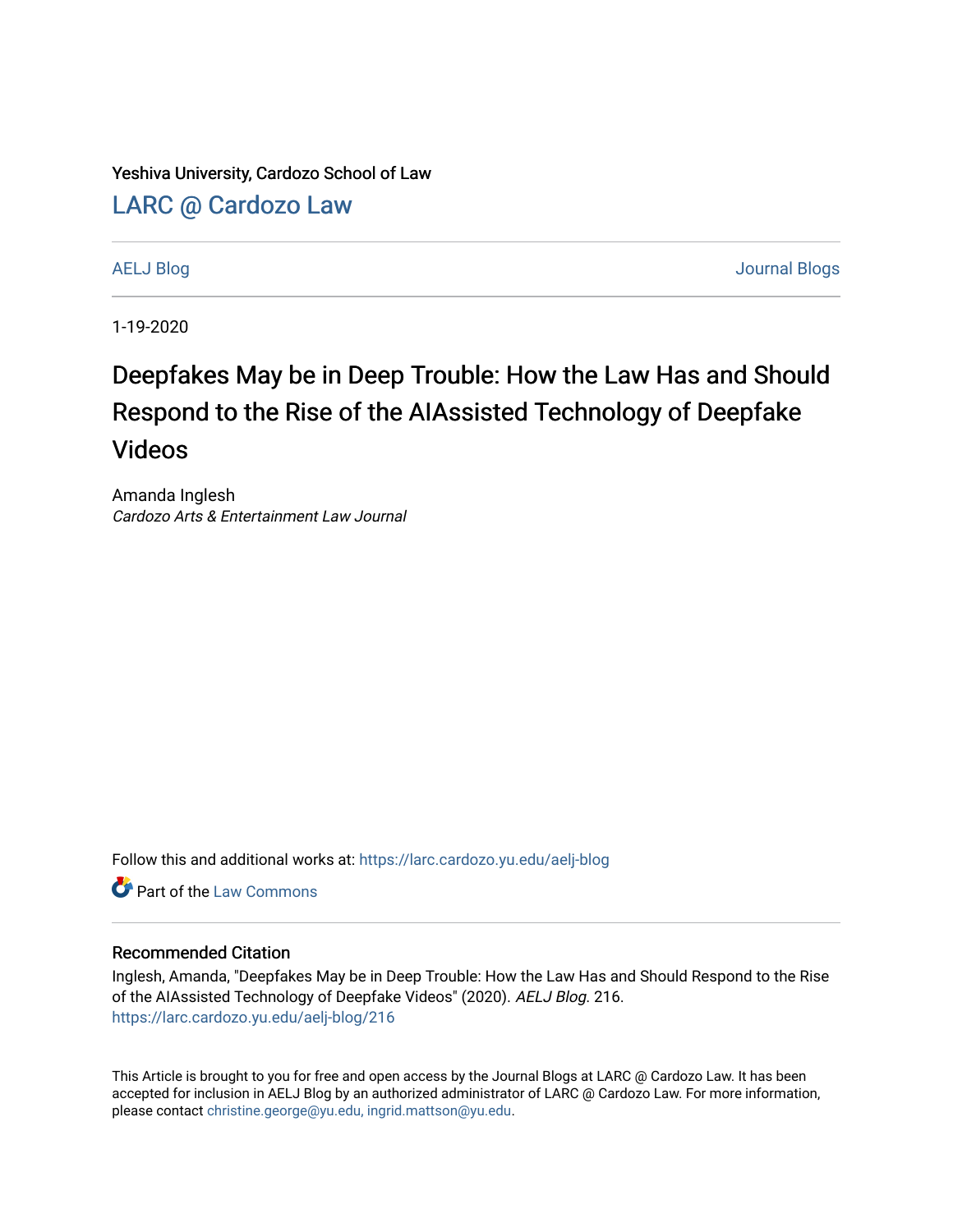Yeshiva University, Cardozo School of Law

LARC @ Cardozo Law

AELJ Blog | Journal Blogs

1-19-2020

# Deepfakes May be in Deep Trouble: How the Law Has and Should Respond to the Rise of the AIAssisted Technology of Deepfake Videos

Amanda Inglesh
*Cardozo Arts & Entertainment Law Journal*

Follow this and additional works at: https://larc.cardozo.yu.edu/aelj-blog

Part of the Law Commons

## Recommended Citation

Inglesh, Amanda, "Deepfakes May be in Deep Trouble: How the Law Has and Should Respond to the Rise of the AIAssisted Technology of Deepfake Videos" (2020). *AELJ Blog*. 216.
https://larc.cardozo.yu.edu/aelj-blog/216

This Article is brought to you for free and open access by the Journal Blogs at LARC @ Cardozo Law. It has been accepted for inclusion in AELJ Blog by an authorized administrator of LARC @ Cardozo Law. For more information, please contact christine.george@yu.edu, ingrid.mattson@yu.edu.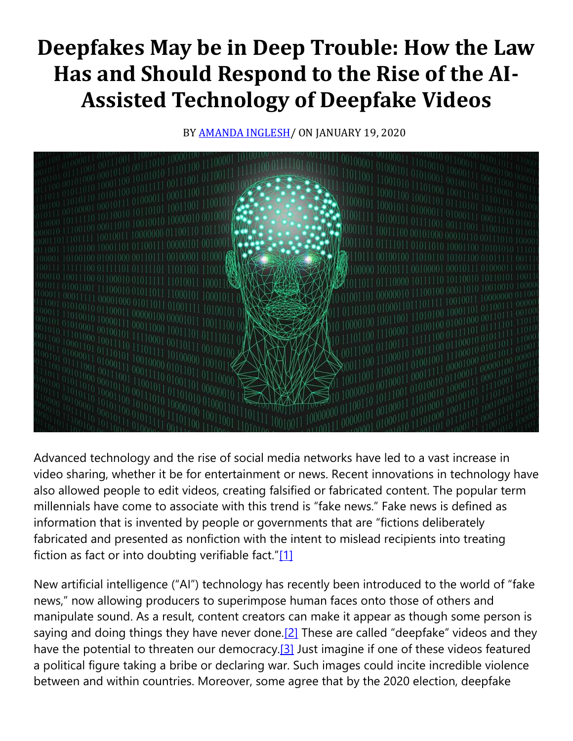# Deepfakes May be in Deep Trouble: How the Law Has and Should Respond to the Rise of the AI-Assisted Technology of Deepfake Videos

BY [AMANDA INGLESH](#)/ ON JANUARY 19, 2020

Advanced technology and the rise of social media networks have led to a vast increase in video sharing, whether it be for entertainment or news. Recent innovations in technology have also allowed people to edit videos, creating falsified or fabricated content. The popular term millennials have come to associate with this trend is "fake news." Fake news is defined as information that is invented by people or governments that are "fictions deliberately fabricated and presented as nonfiction with the intent to mislead recipients into treating fiction as fact or into doubting verifiable fact."[1]

New artificial intelligence ("AI") technology has recently been introduced to the world of "fake news," now allowing producers to superimpose human faces onto those of others and manipulate sound. As a result, content creators can make it appear as though some person is saying and doing things they have never done.[2] These are called "deepfake" videos and they have the potential to threaten our democracy.[3] Just imagine if one of these videos featured a political figure taking a bribe or declaring war. Such images could incite incredible violence between and within countries. Moreover, some agree that by the 2020 election, deepfake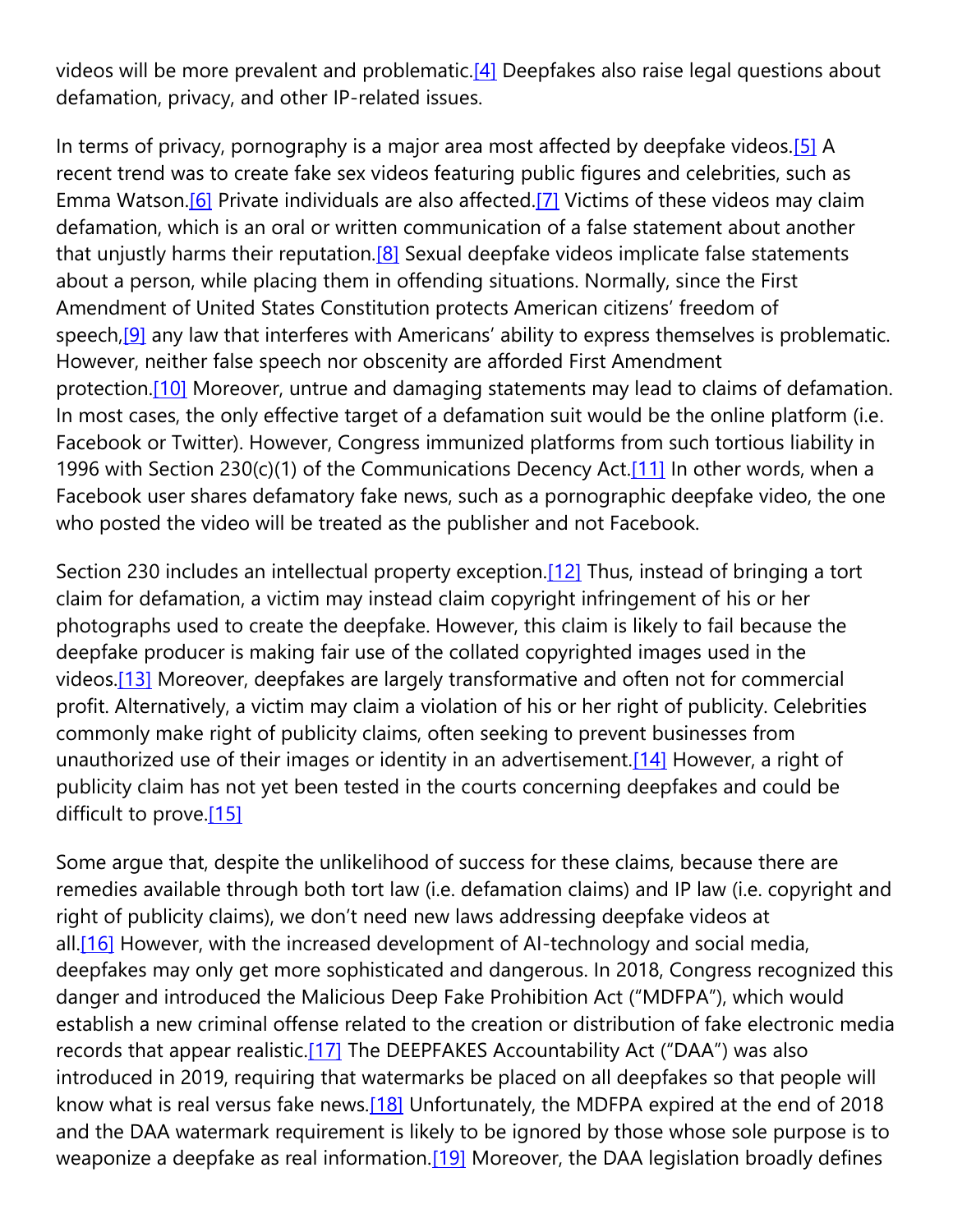videos will be more prevalent and problematic.[4] Deepfakes also raise legal questions about defamation, privacy, and other IP-related issues.

In terms of privacy, pornography is a major area most affected by deepfake videos.[5] A recent trend was to create fake sex videos featuring public figures and celebrities, such as Emma Watson.[6] Private individuals are also affected.[7] Victims of these videos may claim defamation, which is an oral or written communication of a false statement about another that unjustly harms their reputation.[8] Sexual deepfake videos implicate false statements about a person, while placing them in offending situations. Normally, since the First Amendment of United States Constitution protects American citizens' freedom of speech,[9] any law that interferes with Americans' ability to express themselves is problematic. However, neither false speech nor obscenity are afforded First Amendment protection.[10] Moreover, untrue and damaging statements may lead to claims of defamation. In most cases, the only effective target of a defamation suit would be the online platform (i.e. Facebook or Twitter). However, Congress immunized platforms from such tortious liability in 1996 with Section 230(c)(1) of the Communications Decency Act.[11] In other words, when a Facebook user shares defamatory fake news, such as a pornographic deepfake video, the one who posted the video will be treated as the publisher and not Facebook.

Section 230 includes an intellectual property exception.[12] Thus, instead of bringing a tort claim for defamation, a victim may instead claim copyright infringement of his or her photographs used to create the deepfake. However, this claim is likely to fail because the deepfake producer is making fair use of the collated copyrighted images used in the videos.[13] Moreover, deepfakes are largely transformative and often not for commercial profit. Alternatively, a victim may claim a violation of his or her right of publicity. Celebrities commonly make right of publicity claims, often seeking to prevent businesses from unauthorized use of their images or identity in an advertisement.[14] However, a right of publicity claim has not yet been tested in the courts concerning deepfakes and could be difficult to prove.[15]

Some argue that, despite the unlikelihood of success for these claims, because there are remedies available through both tort law (i.e. defamation claims) and IP law (i.e. copyright and right of publicity claims), we don't need new laws addressing deepfake videos at all.[16] However, with the increased development of AI-technology and social media, deepfakes may only get more sophisticated and dangerous. In 2018, Congress recognized this danger and introduced the Malicious Deep Fake Prohibition Act ("MDFPA"), which would establish a new criminal offense related to the creation or distribution of fake electronic media records that appear realistic.[17] The DEEPFAKES Accountability Act ("DAA") was also introduced in 2019, requiring that watermarks be placed on all deepfakes so that people will know what is real versus fake news.[18] Unfortunately, the MDFPA expired at the end of 2018 and the DAA watermark requirement is likely to be ignored by those whose sole purpose is to weaponize a deepfake as real information.[19] Moreover, the DAA legislation broadly defines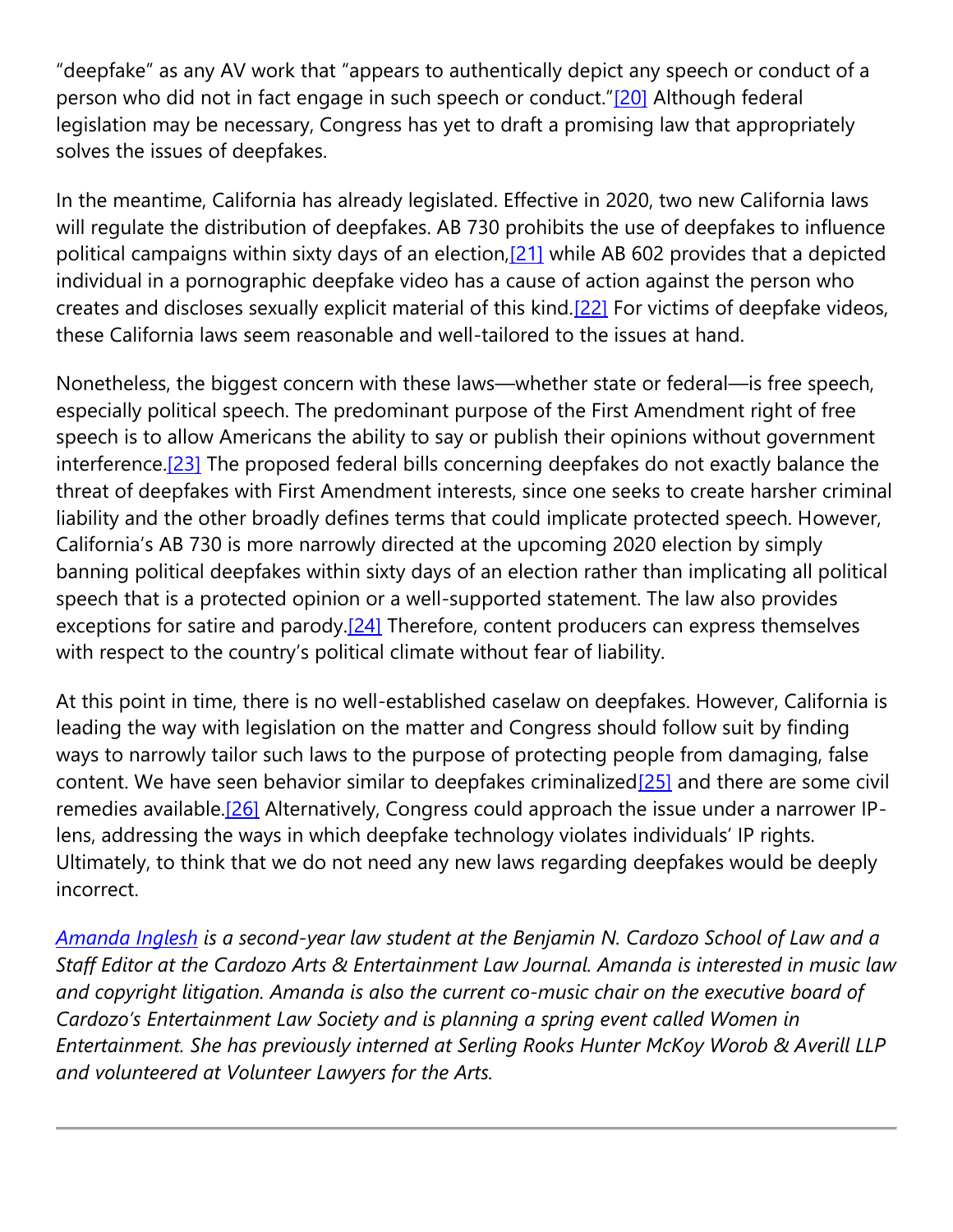"deepfake" as any AV work that "appears to authentically depict any speech or conduct of a person who did not in fact engage in such speech or conduct."[20] Although federal legislation may be necessary, Congress has yet to draft a promising law that appropriately solves the issues of deepfakes.

In the meantime, California has already legislated. Effective in 2020, two new California laws will regulate the distribution of deepfakes. AB 730 prohibits the use of deepfakes to influence political campaigns within sixty days of an election,[21] while AB 602 provides that a depicted individual in a pornographic deepfake video has a cause of action against the person who creates and discloses sexually explicit material of this kind.[22] For victims of deepfake videos, these California laws seem reasonable and well-tailored to the issues at hand.

Nonetheless, the biggest concern with these laws—whether state or federal—is free speech, especially political speech. The predominant purpose of the First Amendment right of free speech is to allow Americans the ability to say or publish their opinions without government interference.[23] The proposed federal bills concerning deepfakes do not exactly balance the threat of deepfakes with First Amendment interests, since one seeks to create harsher criminal liability and the other broadly defines terms that could implicate protected speech. However, California's AB 730 is more narrowly directed at the upcoming 2020 election by simply banning political deepfakes within sixty days of an election rather than implicating all political speech that is a protected opinion or a well-supported statement. The law also provides exceptions for satire and parody.[24] Therefore, content producers can express themselves with respect to the country's political climate without fear of liability.

At this point in time, there is no well-established caselaw on deepfakes. However, California is leading the way with legislation on the matter and Congress should follow suit by finding ways to narrowly tailor such laws to the purpose of protecting people from damaging, false content. We have seen behavior similar to deepfakes criminalized[25] and there are some civil remedies available.[26] Alternatively, Congress could approach the issue under a narrower IP-lens, addressing the ways in which deepfake technology violates individuals' IP rights. Ultimately, to think that we do not need any new laws regarding deepfakes would be deeply incorrect.

*Amanda Inglesh is a second-year law student at the Benjamin N. Cardozo School of Law and a Staff Editor at the Cardozo Arts & Entertainment Law Journal. Amanda is interested in music law and copyright litigation. Amanda is also the current co-music chair on the executive board of Cardozo's Entertainment Law Society and is planning a spring event called Women in Entertainment. She has previously interned at Serling Rooks Hunter McKoy Worob & Averill LLP and volunteered at Volunteer Lawyers for the Arts.*

---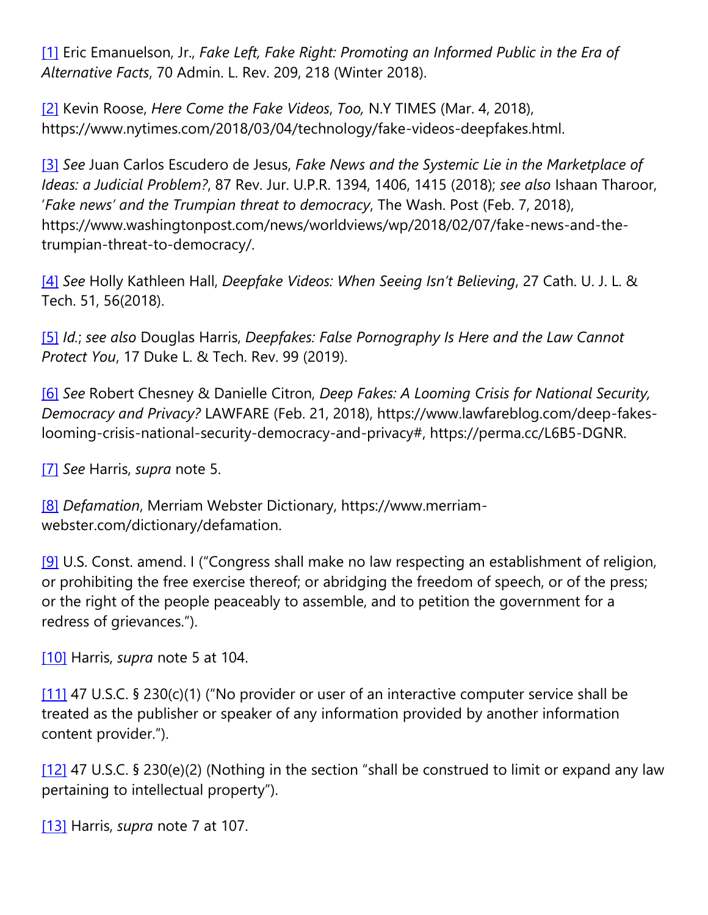[1] Eric Emanuelson, Jr., *Fake Left, Fake Right: Promoting an Informed Public in the Era of Alternative Facts*, 70 Admin. L. Rev. 209, 218 (Winter 2018).

[2] Kevin Roose, *Here Come the Fake Videos*, *Too,* N.Y TIMES (Mar. 4, 2018), https://www.nytimes.com/2018/03/04/technology/fake-videos-deepfakes.html.

[3] *See* Juan Carlos Escudero de Jesus, *Fake News and the Systemic Lie in the Marketplace of Ideas: a Judicial Problem?*, 87 Rev. Jur. U.P.R. 1394, 1406, 1415 (2018); *see also* Ishaan Tharoor, '*Fake news' and the Trumpian threat to democracy*, The Wash. Post (Feb. 7, 2018), https://www.washingtonpost.com/news/worldviews/wp/2018/02/07/fake-news-and-the-trumpian-threat-to-democracy/.

[4] *See* Holly Kathleen Hall, *Deepfake Videos: When Seeing Isn't Believing*, 27 Cath. U. J. L. & Tech. 51, 56(2018).

[5] *Id.*; *see also* Douglas Harris, *Deepfakes: False Pornography Is Here and the Law Cannot Protect You*, 17 Duke L. & Tech. Rev. 99 (2019).

[6] *See* Robert Chesney & Danielle Citron, *Deep Fakes: A Looming Crisis for National Security, Democracy and Privacy?* LAWFARE (Feb. 21, 2018), https://www.lawfareblog.com/deep-fakes-looming-crisis-national-security-democracy-and-privacy#, https://perma.cc/L6B5-DGNR.

[7] *See* Harris, *supra* note 5.

[8] *Defamation*, Merriam Webster Dictionary, https://www.merriam-webster.com/dictionary/defamation.

[9] U.S. Const. amend. I ("Congress shall make no law respecting an establishment of religion, or prohibiting the free exercise thereof; or abridging the freedom of speech, or of the press; or the right of the people peaceably to assemble, and to petition the government for a redress of grievances.").

[10] Harris, *supra* note 5 at 104.

[11] 47 U.S.C. § 230(c)(1) ("No provider or user of an interactive computer service shall be treated as the publisher or speaker of any information provided by another information content provider.").

[12] 47 U.S.C. § 230(e)(2) (Nothing in the section "shall be construed to limit or expand any law pertaining to intellectual property").

[13] Harris, *supra* note 7 at 107.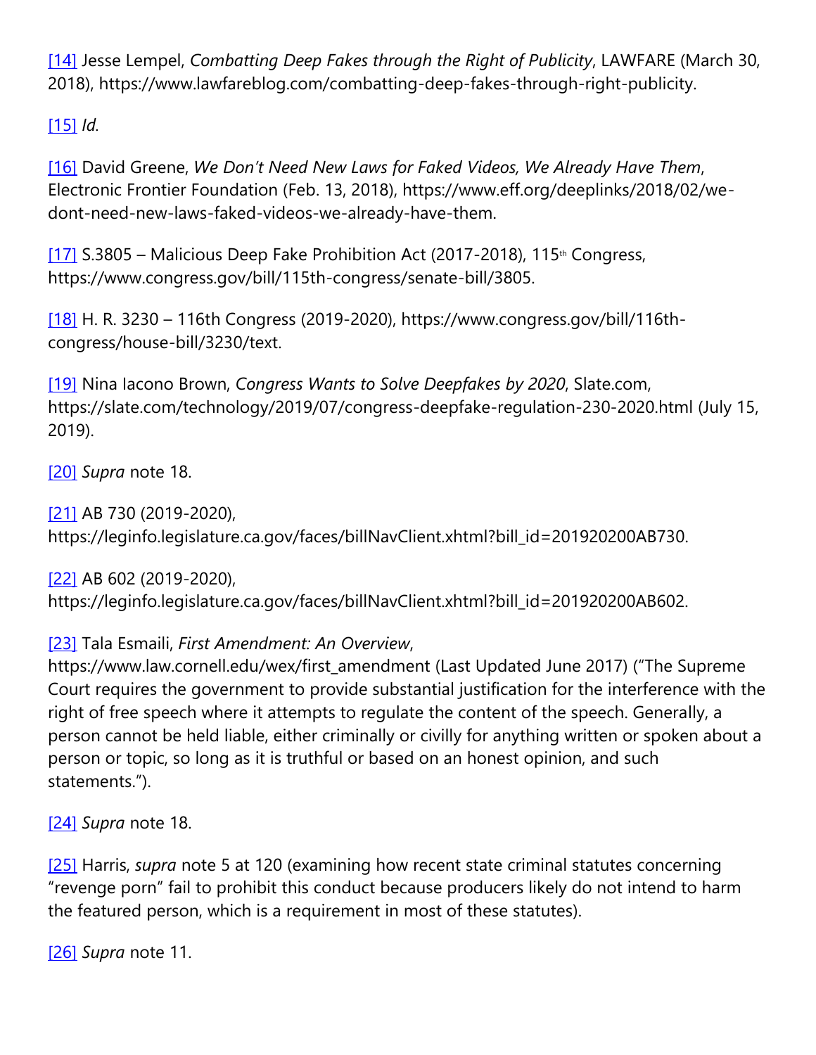[14] Jesse Lempel, *Combatting Deep Fakes through the Right of Publicity*, LAWFARE (March 30, 2018), https://www.lawfareblog.com/combatting-deep-fakes-through-right-publicity.

[15] *Id.*

[16] David Greene, *We Don't Need New Laws for Faked Videos, We Already Have Them*, Electronic Frontier Foundation (Feb. 13, 2018), https://www.eff.org/deeplinks/2018/02/we-dont-need-new-laws-faked-videos-we-already-have-them.

[17] S.3805 – Malicious Deep Fake Prohibition Act (2017-2018), 115th Congress, https://www.congress.gov/bill/115th-congress/senate-bill/3805.

[18] H. R. 3230 – 116th Congress (2019-2020), https://www.congress.gov/bill/116th-congress/house-bill/3230/text.

[19] Nina Iacono Brown, *Congress Wants to Solve Deepfakes by 2020*, Slate.com, https://slate.com/technology/2019/07/congress-deepfake-regulation-230-2020.html (July 15, 2019).

[20] *Supra* note 18.

[21] AB 730 (2019-2020), https://leginfo.legislature.ca.gov/faces/billNavClient.xhtml?bill_id=201920200AB730.

[22] AB 602 (2019-2020), https://leginfo.legislature.ca.gov/faces/billNavClient.xhtml?bill_id=201920200AB602.

[23] Tala Esmaili, *First Amendment: An Overview*, https://www.law.cornell.edu/wex/first_amendment (Last Updated June 2017) ("The Supreme Court requires the government to provide substantial justification for the interference with the right of free speech where it attempts to regulate the content of the speech. Generally, a person cannot be held liable, either criminally or civilly for anything written or spoken about a person or topic, so long as it is truthful or based on an honest opinion, and such statements.").

[24] *Supra* note 18.

[25] Harris, *supra* note 5 at 120 (examining how recent state criminal statutes concerning "revenge porn" fail to prohibit this conduct because producers likely do not intend to harm the featured person, which is a requirement in most of these statutes).

[26] *Supra* note 11.